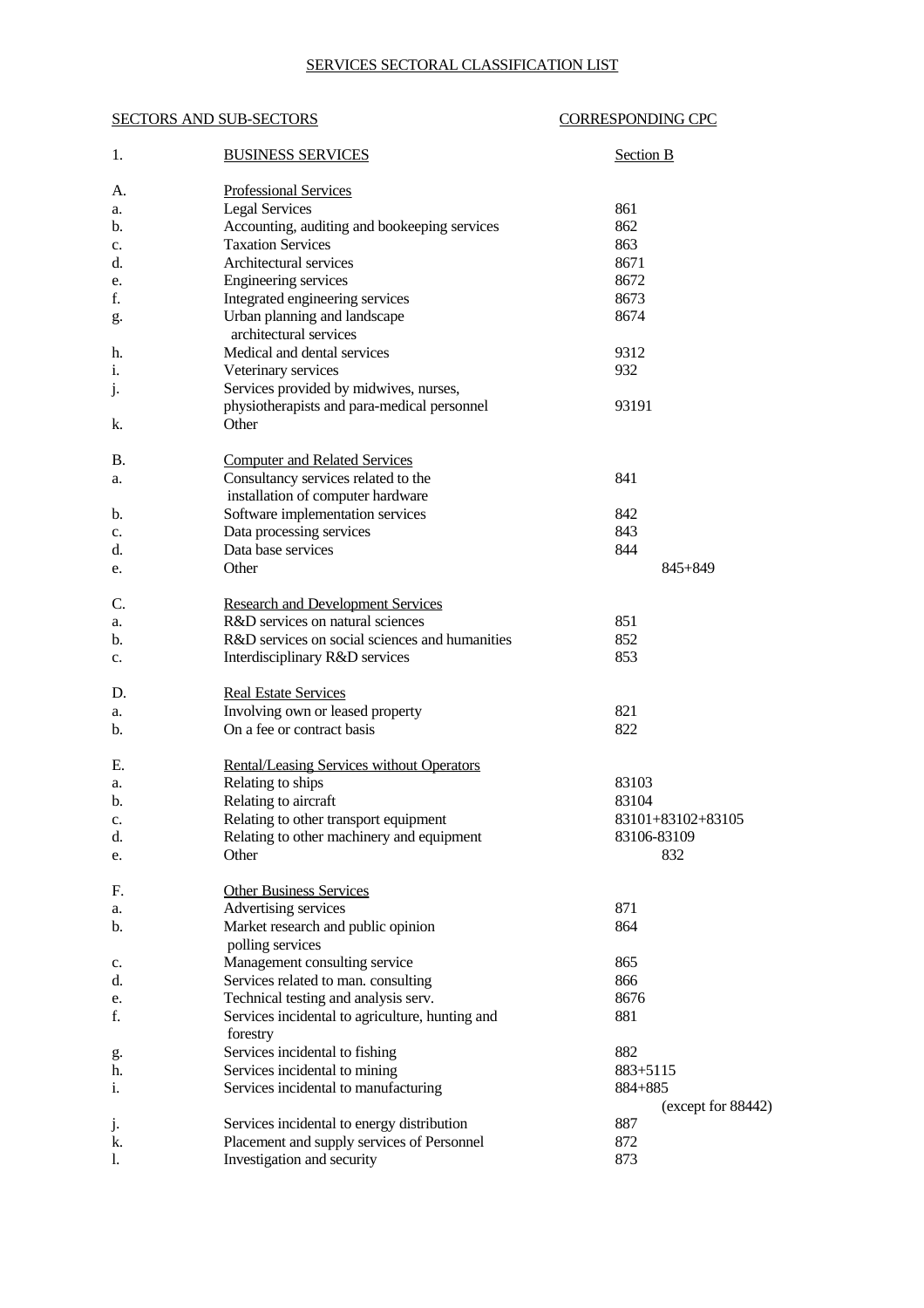# SERVICES SECTORAL CLASSIFICATION LIST

| SECTORS AND SUB-SECTORS | | CORRESPONDING CPC |
|---|---|---|
| 1. | BUSINESS SERVICES | Section B |
| A. | Professional Services | |
| a. | Legal Services | 861 |
| b. | Accounting, auditing and bookeeping services | 862 |
| c. | Taxation Services | 863 |
| d. | Architectural services | 8671 |
| e. | Engineering services | 8672 |
| f. | Integrated engineering services | 8673 |
| g. | Urban planning and landscape architectural services | 8674 |
| h. | Medical and dental services | 9312 |
| i. | Veterinary services | 932 |
| j. | Services provided by midwives, nurses, physiotherapists and para-medical personnel | 93191 |
| k. | Other | |
| B. | Computer and Related Services | |
| a. | Consultancy services related to the installation of computer hardware | 841 |
| b. | Software implementation services | 842 |
| c. | Data processing services | 843 |
| d. | Data base services | 844 |
| e. | Other | 845+849 |
| C. | Research and Development Services | |
| a. | R&D services on natural sciences | 851 |
| b. | R&D services on social sciences and humanities | 852 |
| c. | Interdisciplinary R&D services | 853 |
| D. | Real Estate Services | |
| a. | Involving own or leased property | 821 |
| b. | On a fee or contract basis | 822 |
| E. | Rental/Leasing Services without Operators | |
| a. | Relating to ships | 83103 |
| b. | Relating to aircraft | 83104 |
| c. | Relating to other transport equipment | 83101+83102+83105 |
| d. | Relating to other machinery and equipment | 83106-83109 |
| e. | Other | 832 |
| F. | Other Business Services | |
| a. | Advertising services | 871 |
| b. | Market research and public opinion polling services | 864 |
| c. | Management consulting service | 865 |
| d. | Services related to man. consulting | 866 |
| e. | Technical testing and analysis serv. | 8676 |
| f. | Services incidental to agriculture, hunting and forestry | 881 |
| g. | Services incidental to fishing | 882 |
| h. | Services incidental to mining | 883+5115 |
| i. | Services incidental to manufacturing | 884+885 (except for 88442) |
| j. | Services incidental to energy distribution | 887 |
| k. | Placement and supply services of Personnel | 872 |
| l. | Investigation and security | 873 |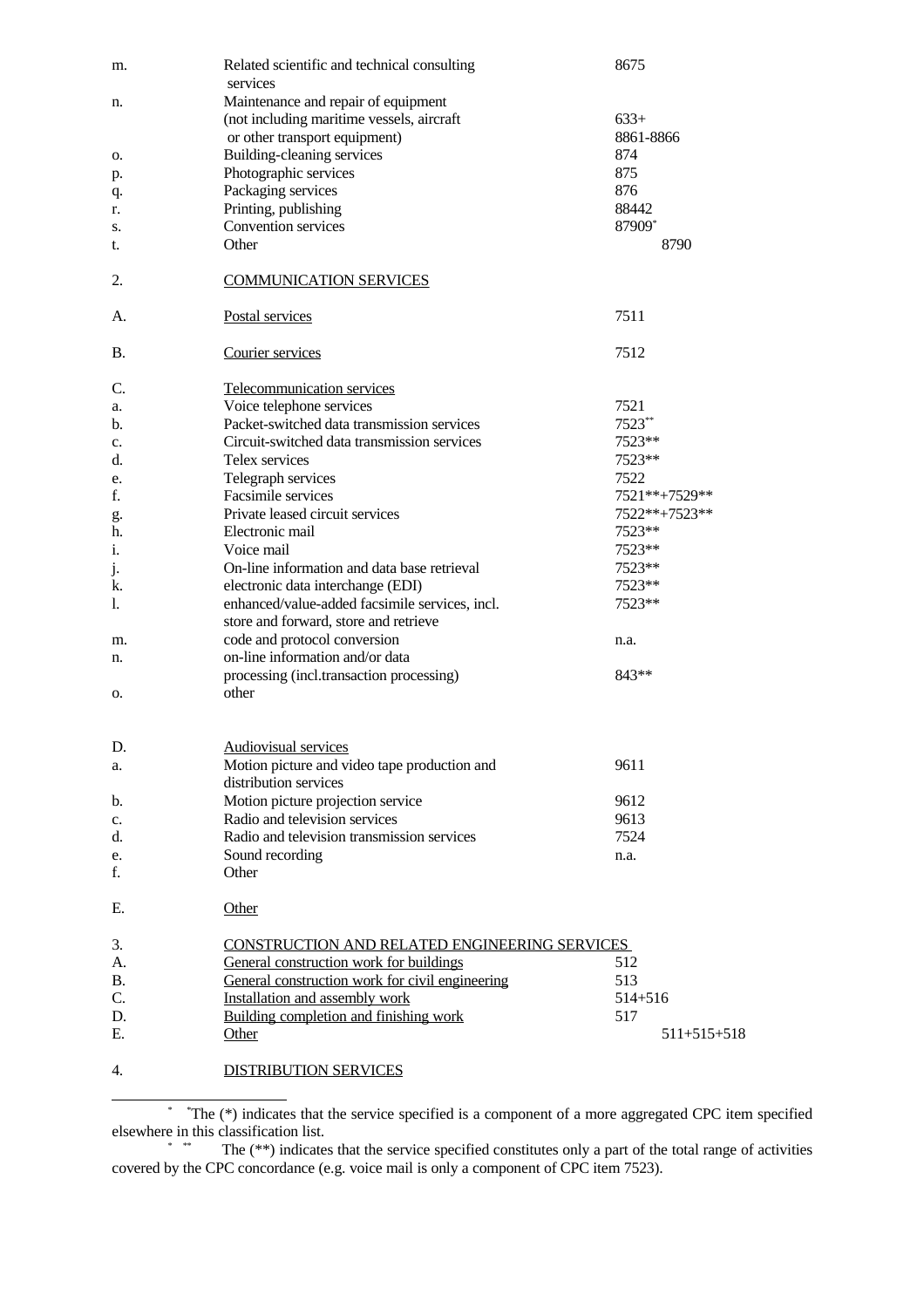| | | |
|---|---|---|
| m. | Related scientific and technical consulting services | 8675 |
| n. | Maintenance and repair of equipment (not including maritime vessels, aircraft or other transport equipment) | 633+ 8861-8866 |
| o. | Building-cleaning services | 874 |
| p. | Photographic services | 875 |
| q. | Packaging services | 876 |
| r. | Printing, publishing | 88442 |
| s. | Convention services | 87909* |
| t. | Other | 8790 |
| | | |
| 2. | COMMUNICATION SERVICES | |
| | | |
| A. | Postal services | 7511 |
| | | |
| B. | Courier services | 7512 |
| | | |
| C. | Telecommunication services | |
| a. | Voice telephone services | 7521 |
| b. | Packet-switched data transmission services | 7523** |
| c. | Circuit-switched data transmission services | 7523** |
| d. | Telex services | 7523** |
| e. | Telegraph services | 7522 |
| f. | Facsimile services | 7521**+7529** |
| g. | Private leased circuit services | 7522**+7523** |
| h. | Electronic mail | 7523** |
| i. | Voice mail | 7523** |
| j. | On-line information and data base retrieval | 7523** |
| k. | electronic data interchange (EDI) | 7523** |
| l. | enhanced/value-added facsimile services, incl. store and forward, store and retrieve | 7523** |
| m. | code and protocol conversion | n.a. |
| n. | on-line information and/or data processing (incl.transaction processing) | 843** |
| o. | other | |
| | | |
| D. | Audiovisual services | |
| a. | Motion picture and video tape production and distribution services | 9611 |
| b. | Motion picture projection service | 9612 |
| c. | Radio and television services | 9613 |
| d. | Radio and television transmission services | 7524 |
| e. | Sound recording | n.a. |
| f. | Other | |
| | | |
| E. | Other | |
| | | |
| 3. | CONSTRUCTION AND RELATED ENGINEERING SERVICES | |
| A. | General construction work for buildings | 512 |
| B. | General construction work for civil engineering | 513 |
| C. | Installation and assembly work | 514+516 |
| D. | Building completion and finishing work | 517 |
| E. | Other | 511+515+518 |
| | | |
| 4. | DISTRIBUTION SERVICES | |

---

* The (*) indicates that the service specified is a component of a more aggregated CPC item specified elsewhere in this classification list.

** The (**) indicates that the service specified constitutes only a part of the total range of activities covered by the CPC concordance (e.g. voice mail is only a component of CPC item 7523).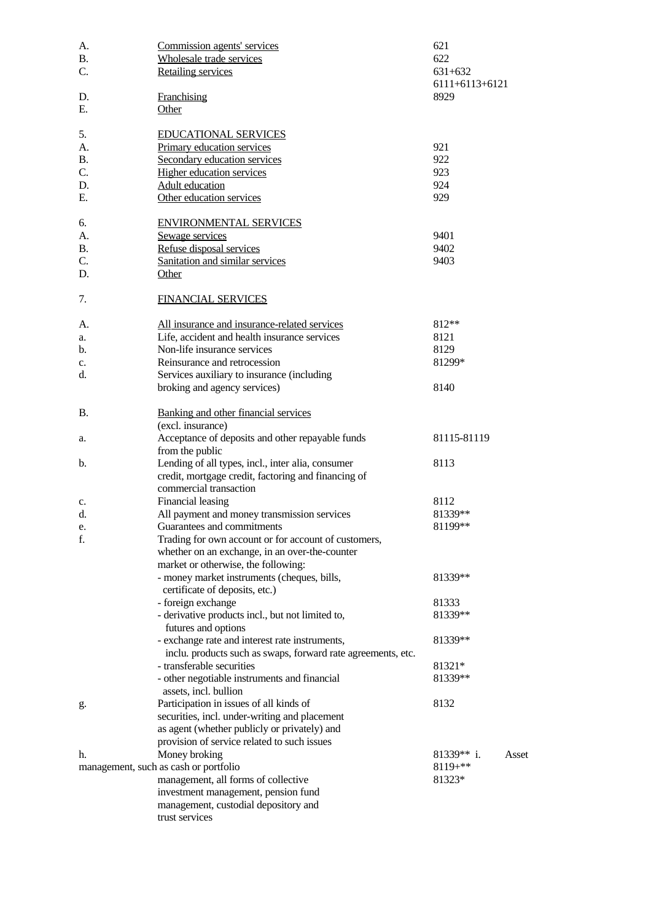| | | |
|---|---|---|
| A. | Commission agents' services | 621 |
| B. | Wholesale trade services | 622 |
| C. | Retailing services | 631+632<br>6111+6113+6121 |
| D. | Franchising | 8929 |
| E. | Other | |
| | | |
| 5. | EDUCATIONAL SERVICES | |
| A. | Primary education services | 921 |
| B. | Secondary education services | 922 |
| C. | Higher education services | 923 |
| D. | Adult education | 924 |
| E. | Other education services | 929 |
| | | |
| 6. | ENVIRONMENTAL SERVICES | |
| A. | Sewage services | 9401 |
| B. | Refuse disposal services | 9402 |
| C. | Sanitation and similar services | 9403 |
| D. | Other | |
| | | |
| 7. | FINANCIAL SERVICES | |
| | | |
| A. | All insurance and insurance-related services | 812** |
| a. | Life, accident and health insurance services | 8121 |
| b. | Non-life insurance services | 8129 |
| c. | Reinsurance and retrocession | 81299* |
| d. | Services auxiliary to insurance (including broking and agency services) | 8140 |
| | | |
| B. | Banking and other financial services (excl. insurance) | |
| a. | Acceptance of deposits and other repayable funds from the public | 81115-81119 |
| b. | Lending of all types, incl., inter alia, consumer credit, mortgage credit, factoring and financing of commercial transaction | 8113 |
| c. | Financial leasing | 8112 |
| d. | All payment and money transmission services | 81339** |
| e. | Guarantees and commitments | 81199** |
| f. | Trading for own account or for account of customers, whether on an exchange, in an over-the-counter market or otherwise, the following: | |
| | - money market instruments (cheques, bills, certificate of deposits, etc.) | 81339** |
| | - foreign exchange | 81333 |
| | - derivative products incl., but not limited to, futures and options | 81339** |
| | - exchange rate and interest rate instruments, inclu. products such as swaps, forward rate agreements, etc. | 81339** |
| | - transferable securities | 81321* |
| | - other negotiable instruments and financial assets, incl. bullion | 81339** |
| g. | Participation in issues of all kinds of securities, incl. under-writing and placement as agent (whether publicly or privately) and provision of service related to such issues | 8132 |
| h. | Money broking | 81339** |
| i. | Asset management, such as cash or portfolio management, all forms of collective investment management, pension fund management, custodial depository and trust services | 8119+**<br>81323* |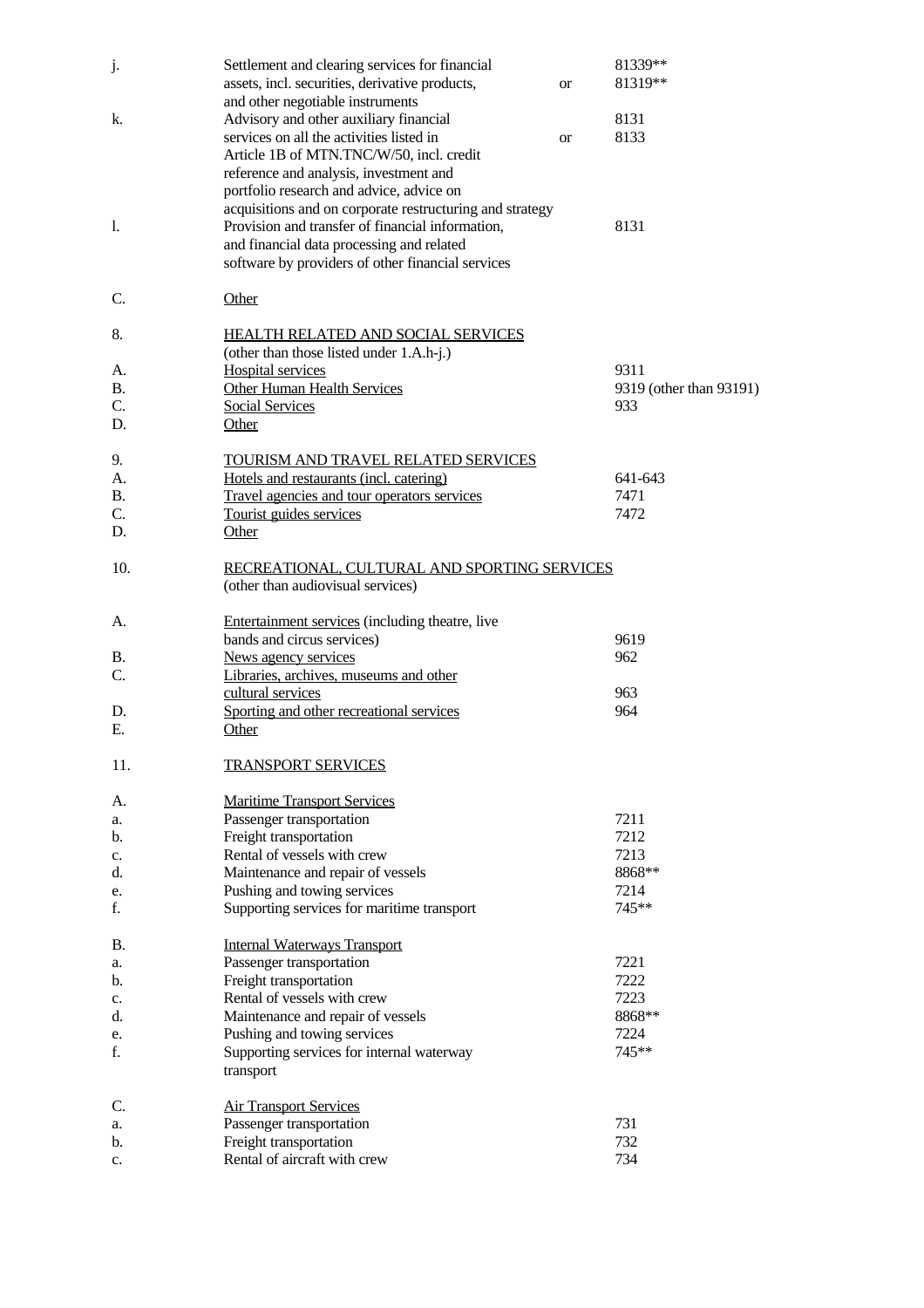| | | | |
|---|---|---|---|
| j. | Settlement and clearing services for financial assets, incl. securities, derivative products, and other negotiable instruments | or | 81339** 81319** |
| k. | Advisory and other auxiliary financial services on all the activities listed in Article 1B of MTN.TNC/W/50, incl. credit reference and analysis, investment and portfolio research and advice, advice on acquisitions and on corporate restructuring and strategy | or | 8131 8133 |
| l. | Provision and transfer of financial information, and financial data processing and related software by providers of other financial services | | 8131 |
| C. | <u>Other</u> | | |
| | | | |
| 8. | <u>HEALTH RELATED AND SOCIAL SERVICES</u> (other than those listed under 1.A.h-j.) | | |
| A. | <u>Hospital services</u> | | 9311 |
| B. | <u>Other Human Health Services</u> | | 9319 (other than 93191) |
| C. | <u>Social Services</u> | | 933 |
| D. | <u>Other</u> | | |
| | | | |
| 9. | <u>TOURISM AND TRAVEL RELATED SERVICES</u> | | |
| A. | <u>Hotels and restaurants (incl. catering)</u> | | 641-643 |
| B. | <u>Travel agencies and tour operators services</u> | | 7471 |
| C. | <u>Tourist guides services</u> | | 7472 |
| D. | <u>Other</u> | | |
| | | | |
| 10. | <u>RECREATIONAL, CULTURAL AND SPORTING SERVICES</u> (other than audiovisual services) | | |
| A. | <u>Entertainment services</u> (including theatre, live bands and circus services) | | 9619 |
| B. | <u>News agency services</u> | | 962 |
| C. | <u>Libraries, archives, museums and other cultural services</u> | | 963 |
| D. | <u>Sporting and other recreational services</u> | | 964 |
| E. | <u>Other</u> | | |
| | | | |
| 11. | <u>TRANSPORT SERVICES</u> | | |
| A. | <u>Maritime Transport Services</u> | | |
| a. | Passenger transportation | | 7211 |
| b. | Freight transportation | | 7212 |
| c. | Rental of vessels with crew | | 7213 |
| d. | Maintenance and repair of vessels | | 8868** |
| e. | Pushing and towing services | | 7214 |
| f. | Supporting services for maritime transport | | 745** |
| | | | |
| B. | <u>Internal Waterways Transport</u> | | |
| a. | Passenger transportation | | 7221 |
| b. | Freight transportation | | 7222 |
| c. | Rental of vessels with crew | | 7223 |
| d. | Maintenance and repair of vessels | | 8868** |
| e. | Pushing and towing services | | 7224 |
| f. | Supporting services for internal waterway transport | | 745** |
| | | | |
| C. | <u>Air Transport Services</u> | | |
| a. | Passenger transportation | | 731 |
| b. | Freight transportation | | 732 |
| c. | Rental of aircraft with crew | | 734 |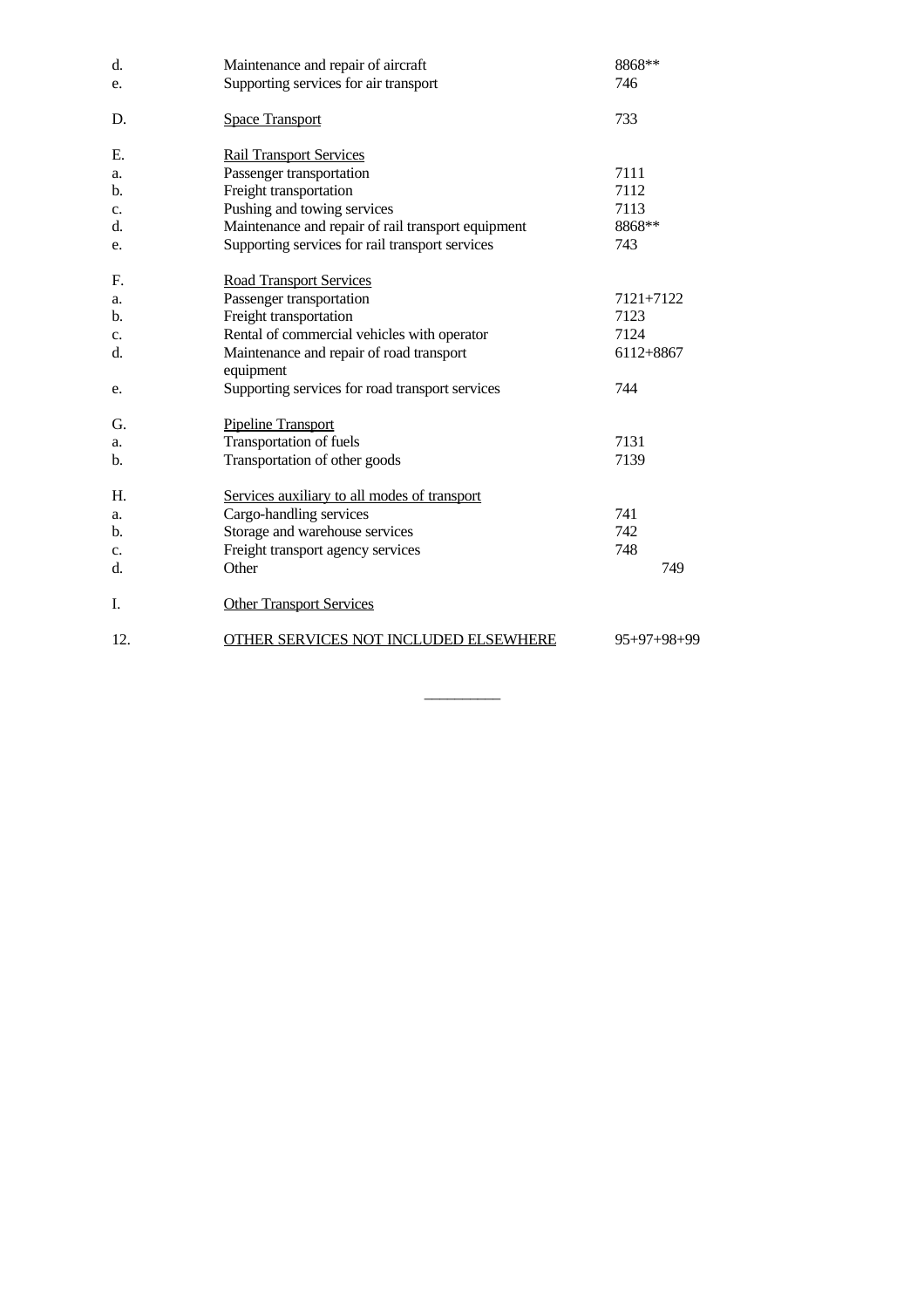| | | |
|---|---|---|
| d. | Maintenance and repair of aircraft | 8868** |
| e. | Supporting services for air transport | 746 |
| D. | <u>Space Transport</u> | 733 |
| E. | <u>Rail Transport Services</u> | |
| a. | Passenger transportation | 7111 |
| b. | Freight transportation | 7112 |
| c. | Pushing and towing services | 7113 |
| d. | Maintenance and repair of rail transport equipment | 8868** |
| e. | Supporting services for rail transport services | 743 |
| F. | <u>Road Transport Services</u> | |
| a. | Passenger transportation | 7121+7122 |
| b. | Freight transportation | 7123 |
| c. | Rental of commercial vehicles with operator | 7124 |
| d. | Maintenance and repair of road transport equipment | 6112+8867 |
| e. | Supporting services for road transport services | 744 |
| G. | <u>Pipeline Transport</u> | |
| a. | Transportation of fuels | 7131 |
| b. | Transportation of other goods | 7139 |
| H. | <u>Services auxiliary to all modes of transport</u> | |
| a. | Cargo-handling services | 741 |
| b. | Storage and warehouse services | 742 |
| c. | Freight transport agency services | 748 |
| d. | Other | 749 |
| I. | <u>Other Transport Services</u> | |
| 12. | <u>OTHER SERVICES NOT INCLUDED ELSEWHERE</u> | 95+97+98+99 |

__________